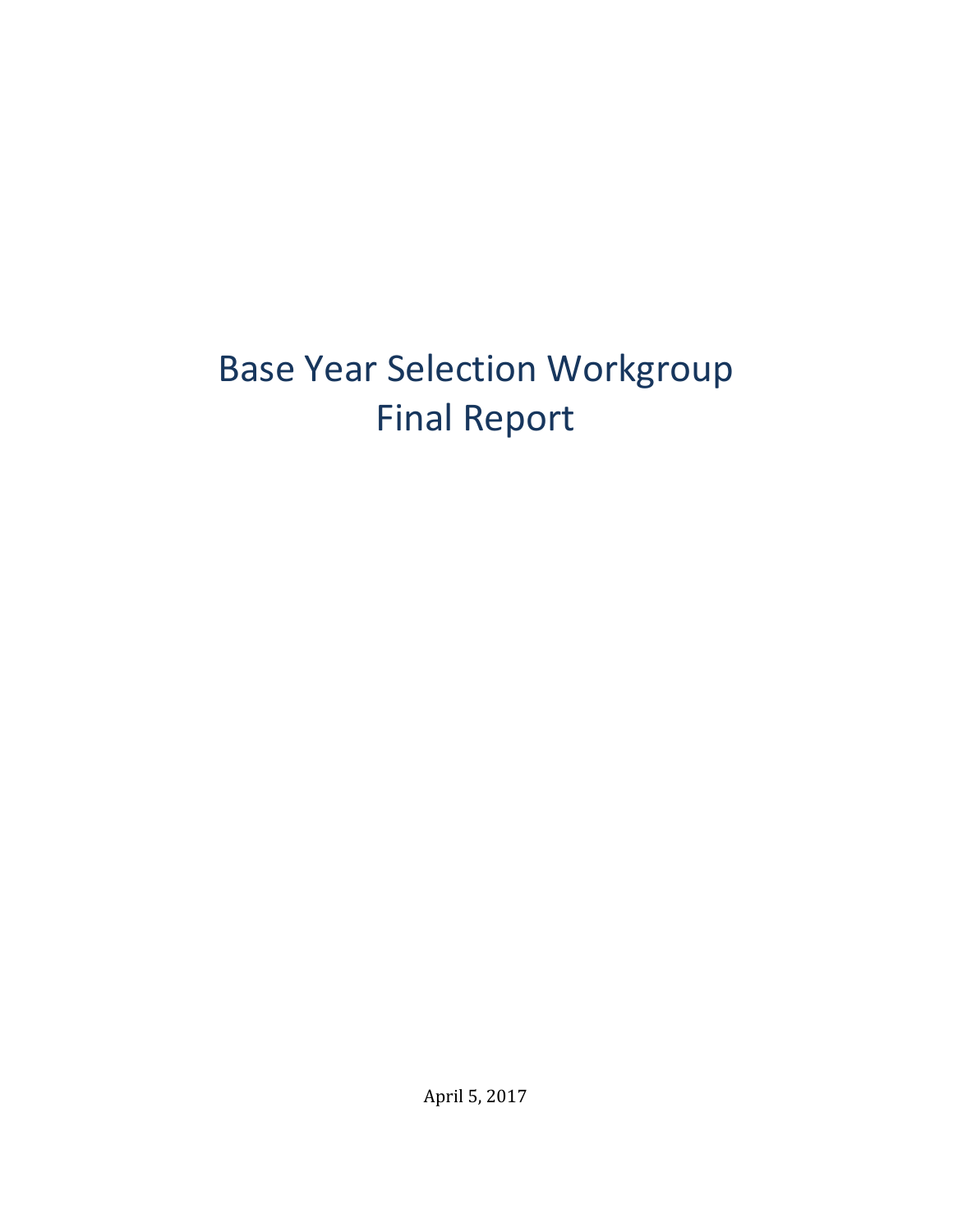# Base Year Selection Workgroup Final Report

April 5, 2017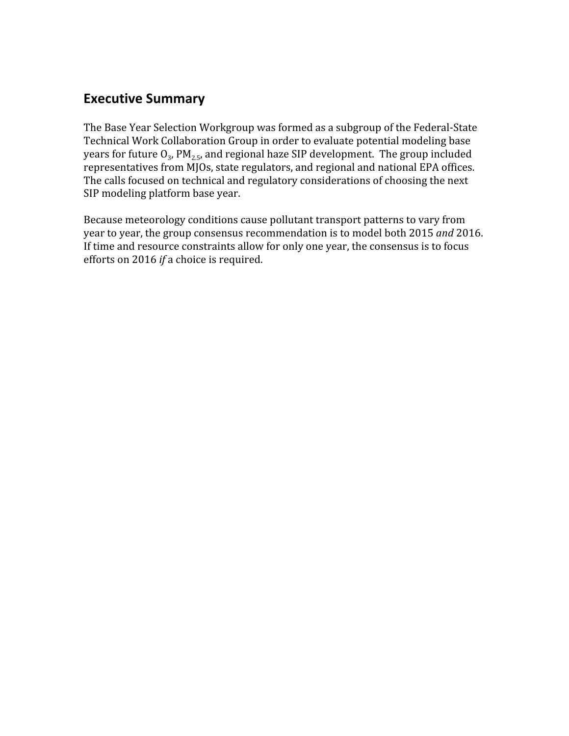## Executive Summary

The Base Year Selection Workgroup was formed as a subgroup of the Federal-State Technical Work Collaboration Group in order to evaluate potential modeling base years for future $O_3$, $PM_{2.5}$, and regional haze SIP development. The group included representatives from MJOs, state regulators, and regional and national EPA offices. The calls focused on technical and regulatory considerations of choosing the next SIP modeling platform base year.

Because meteorology conditions cause pollutant transport patterns to vary from year to year, the group consensus recommendation is to model both 2015 *and* 2016. If time and resource constraints allow for only one year, the consensus is to focus efforts on 2016 *if* a choice is required.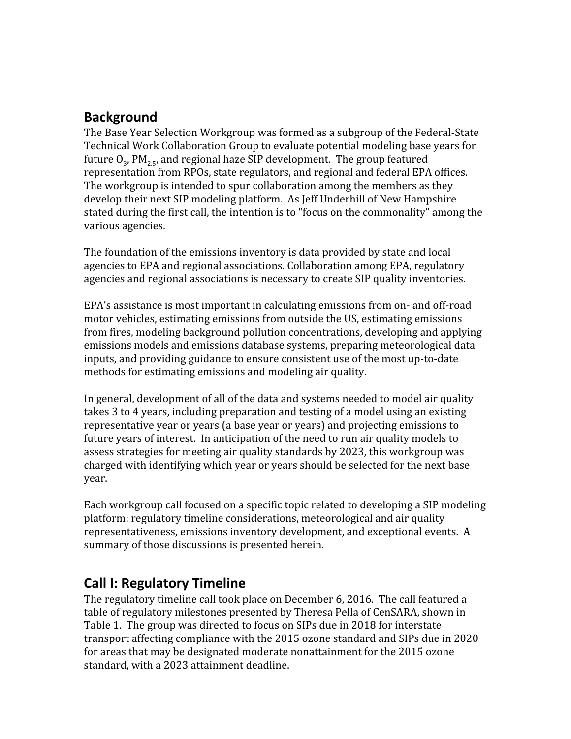## Background

The Base Year Selection Workgroup was formed as a subgroup of the Federal-State Technical Work Collaboration Group to evaluate potential modeling base years for future $O_3$, $PM_{2.5}$, and regional haze SIP development. The group featured representation from RPOs, state regulators, and regional and federal EPA offices. The workgroup is intended to spur collaboration among the members as they develop their next SIP modeling platform. As Jeff Underhill of New Hampshire stated during the first call, the intention is to "focus on the commonality" among the various agencies.

The foundation of the emissions inventory is data provided by state and local agencies to EPA and regional associations. Collaboration among EPA, regulatory agencies and regional associations is necessary to create SIP quality inventories.

EPA's assistance is most important in calculating emissions from on- and off-road motor vehicles, estimating emissions from outside the US, estimating emissions from fires, modeling background pollution concentrations, developing and applying emissions models and emissions database systems, preparing meteorological data inputs, and providing guidance to ensure consistent use of the most up-to-date methods for estimating emissions and modeling air quality.

In general, development of all of the data and systems needed to model air quality takes 3 to 4 years, including preparation and testing of a model using an existing representative year or years (a base year or years) and projecting emissions to future years of interest. In anticipation of the need to run air quality models to assess strategies for meeting air quality standards by 2023, this workgroup was charged with identifying which year or years should be selected for the next base year.

Each workgroup call focused on a specific topic related to developing a SIP modeling platform: regulatory timeline considerations, meteorological and air quality representativeness, emissions inventory development, and exceptional events. A summary of those discussions is presented herein.

## Call I: Regulatory Timeline

The regulatory timeline call took place on December 6, 2016. The call featured a table of regulatory milestones presented by Theresa Pella of CenSARA, shown in Table 1. The group was directed to focus on SIPs due in 2018 for interstate transport affecting compliance with the 2015 ozone standard and SIPs due in 2020 for areas that may be designated moderate nonattainment for the 2015 ozone standard, with a 2023 attainment deadline.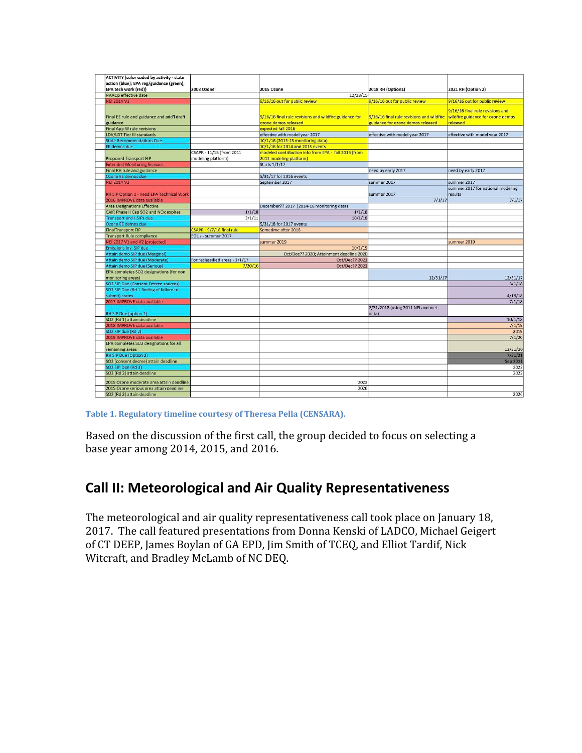| ACTIVITY (color coded by activity - state action (blue); EPA reg/guidance (green); EPA tech work (red)) | 2008 Ozone | 2015 Ozone | 2018 RH (Option1) | 2021 RH (Option 2) |
|---|---|---|---|---|
| NAAQS effective date | | 12/28/15 | | |
| NEI 2014 V1 | | 9/16/16 out for public review | 9/16/16 out for public review | 9/16/16 out for public review |
| Final EE rule and guidance and add'l draft guidance | | 9/16/16 final rule revisions and wildfire guidance for ozone demos released | 9/16/16 final rule revisions and wildfire guidance for ozone demos released | 9/16/16 final rule revisions and wildfire guidance for ozone demos released |
| Final App W rule revisions | | expected fall 2016 | | |
| LDV/LDT Tier III standards | | effective with model year 2017 | effective with model year 2017 | effective with model year 2017 |
| State Recommendations Due | | 10/1/16 (2013-15 monitoring data) | | |
| EE demos due | | 10/1/16 for 2014 and 2015 events | | |
| Proposed Transport FIP | CSAPR - 11/15 (from 2011 modeling platform) | modeled contribution info from EPA - fall 2016 (from 2011 modeling platform) | | |
| Extended Monitoring Seasons | | Starts 1/1/17 | | |
| Final RH rule and guidance | | | need by early 2017 | need by early 2017 |
| Ozone EE demos due | | 5/31/17 for 2016 events | | |
| NEI 2014 V2 | | September 2017 | summer 2017 | summer 2017 |
| RH SIP Option 1 - need EPA Technical Work | | | summer 2017 | summer 2017 for national modeling results |
| 2016 IMPROVE data available | | | 7/1/17 | 7/1/17 |
| Area Designations Effective | | December?? 2017 (2014-16 monitoring data) | | |
| CAIR Phase II Cap SO2 and NOx expires | 1/1/18 | 1/1/18 | | |
| Transport and I-SIPs due | 3/1/11 | 10/1/18 | | |
| Ozone EE demos due | | 5/31/18 for 2017 events | | |
| FinalTransport FIP | CSAPR - 9/7/16 final rule | Sometime after 2018 | | |
| Transport Rule compliance | EGUs - summer 2017 | | | |
| NEI 2017 V1 and V2 (projected) | | summer 2019 | | summer 2019 |
| Emissions Inv. SIP due | | 10/1/19 | | |
| Attain demo SIP due (Marginal) | | Oct/Dec?? 2020; Attainment deadline 2020 | | |
| Attain demo SIP due (Moderate) | For reclassified areas - 1/1/17 | Oct/Dec?? 2021 | | |
| Attain demo SIP due (Serious) | 7/20/16 | Oct/Dec?? 2021 | | |
| EPA completes SO2 designations (for non monitoring areas) | | | 12/31/17 | 12/31/17 |
| SO2 SIP Due (Consent Decree sources) | | | | 3/1/18 |
| SO2 SIP Due (Rd 1 finding of failure to submit) states | | | | 4/18/18 |
| 2017 IMPROVE data available | | | | 7/1/18 |
| RH SIP Due (option 1) | | | 7/31/2018 (using 2011 NEI and met data) | |
| SO2 (Rd 1) attain deadline | | | | 10/1/18 |
| 2018 IMPROVE data available | | | | 7/1/19 |
| SO2 SIP due (Rd 2) | | | | 2019 |
| 2019 IMPROVE data available | | | | 7/1/20 |
| EPA completes SO2 designations for all remaining areas | | | | 12/31/20 |
| RH SIP Due (Option 2) | | | | 7/31/21 |
| SO2 (consent decree) attain deadline | | | | Sep 2021 |
| SO2 SIP Due (Rd 3) | | | | 2022 |
| SO2 (Rd 2) attain deadline | | | | 2023 |
| 2015 Ozone moderate area attain deadline | | 2023 | | |
| 2015 Ozone serious area attain deadline | | 2026 | | |
| SO2 (Rd 3) attain deadline | | | | 2026 |

**Table 1. Regulatory timeline courtesy of Theresa Pella (CENSARA).**

Based on the discussion of the first call, the group decided to focus on selecting a base year among 2014, 2015, and 2016.

## Call II: Meteorological and Air Quality Representativeness

The meteorological and air quality representativeness call took place on January 18, 2017. The call featured presentations from Donna Kenski of LADCO, Michael Geigert of CT DEEP, James Boylan of GA EPD, Jim Smith of TCEQ, and Elliot Tardif, Nick Witcraft, and Bradley McLamb of NC DEQ.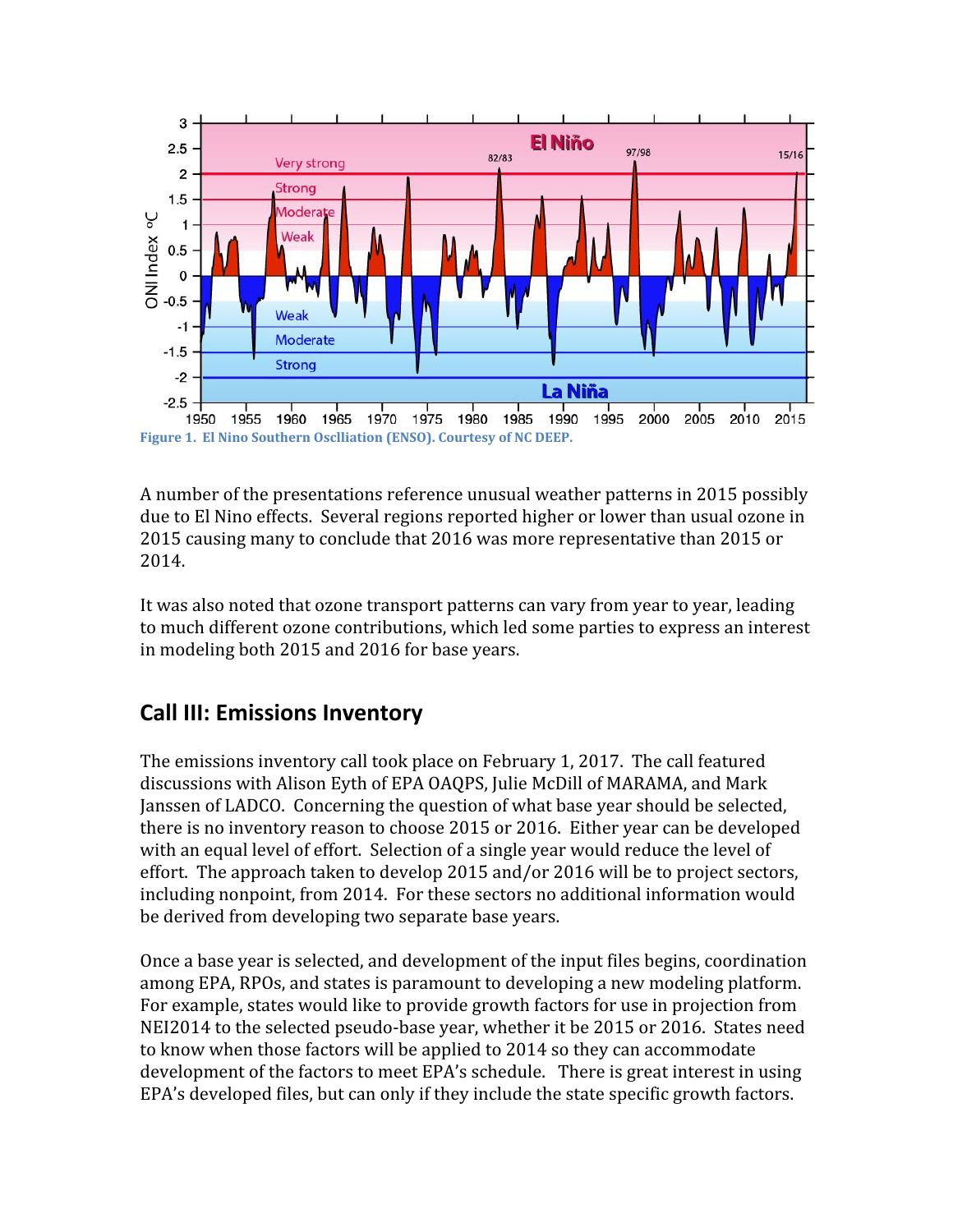Figure 1. El Nino Southern Osclliation (ENSO). Courtesy of NC DEEP.

A number of the presentations reference unusual weather patterns in 2015 possibly due to El Nino effects. Several regions reported higher or lower than usual ozone in 2015 causing many to conclude that 2016 was more representative than 2015 or 2014.

It was also noted that ozone transport patterns can vary from year to year, leading to much different ozone contributions, which led some parties to express an interest in modeling both 2015 and 2016 for base years.

## Call III: Emissions Inventory

The emissions inventory call took place on February 1, 2017. The call featured discussions with Alison Eyth of EPA OAQPS, Julie McDill of MARAMA, and Mark Janssen of LADCO. Concerning the question of what base year should be selected, there is no inventory reason to choose 2015 or 2016. Either year can be developed with an equal level of effort. Selection of a single year would reduce the level of effort. The approach taken to develop 2015 and/or 2016 will be to project sectors, including nonpoint, from 2014. For these sectors no additional information would be derived from developing two separate base years.

Once a base year is selected, and development of the input files begins, coordination among EPA, RPOs, and states is paramount to developing a new modeling platform. For example, states would like to provide growth factors for use in projection from NEI2014 to the selected pseudo-base year, whether it be 2015 or 2016. States need to know when those factors will be applied to 2014 so they can accommodate development of the factors to meet EPA's schedule. There is great interest in using EPA's developed files, but can only if they include the state specific growth factors.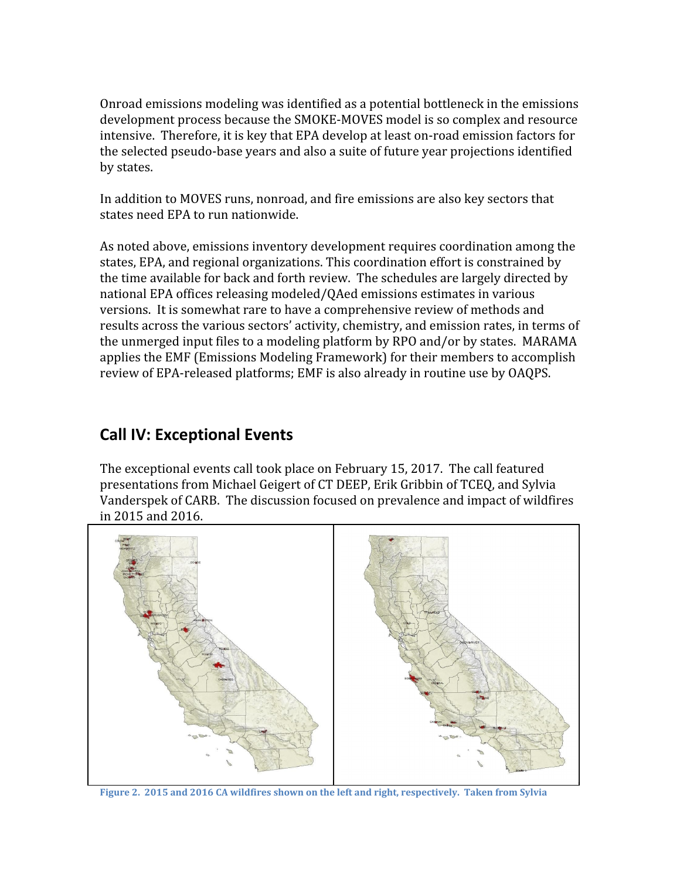Onroad emissions modeling was identified as a potential bottleneck in the emissions development process because the SMOKE-MOVES model is so complex and resource intensive. Therefore, it is key that EPA develop at least on-road emission factors for the selected pseudo-base years and also a suite of future year projections identified by states.

In addition to MOVES runs, nonroad, and fire emissions are also key sectors that states need EPA to run nationwide.

As noted above, emissions inventory development requires coordination among the states, EPA, and regional organizations. This coordination effort is constrained by the time available for back and forth review. The schedules are largely directed by national EPA offices releasing modeled/QAed emissions estimates in various versions. It is somewhat rare to have a comprehensive review of methods and results across the various sectors' activity, chemistry, and emission rates, in terms of the unmerged input files to a modeling platform by RPO and/or by states. MARAMA applies the EMF (Emissions Modeling Framework) for their members to accomplish review of EPA-released platforms; EMF is also already in routine use by OAQPS.

## Call IV: Exceptional Events

The exceptional events call took place on February 15, 2017. The call featured presentations from Michael Geigert of CT DEEP, Erik Gribbin of TCEQ, and Sylvia Vanderspek of CARB. The discussion focused on prevalence and impact of wildfires in 2015 and 2016.

**Figure 2. 2015 and 2016 CA wildfires shown on the left and right, respectively. Taken from Sylvia**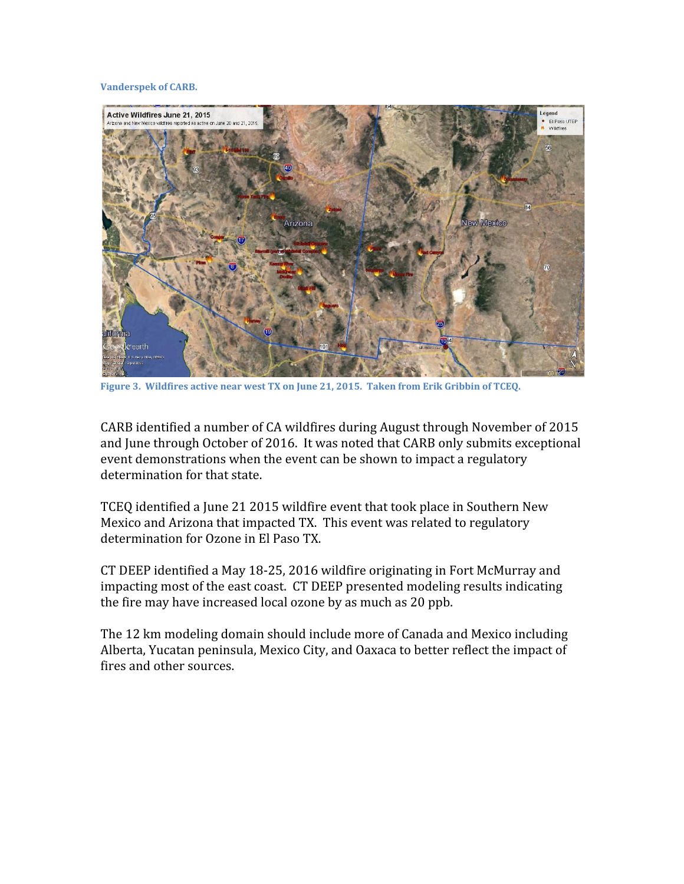Vanderspek of CARB.

Figure 3. Wildfires active near west TX on June 21, 2015. Taken from Erik Gribbin of TCEQ.

CARB identified a number of CA wildfires during August through November of 2015 and June through October of 2016. It was noted that CARB only submits exceptional event demonstrations when the event can be shown to impact a regulatory determination for that state.

TCEQ identified a June 21 2015 wildfire event that took place in Southern New Mexico and Arizona that impacted TX. This event was related to regulatory determination for Ozone in El Paso TX.

CT DEEP identified a May 18-25, 2016 wildfire originating in Fort McMurray and impacting most of the east coast. CT DEEP presented modeling results indicating the fire may have increased local ozone by as much as 20 ppb.

The 12 km modeling domain should include more of Canada and Mexico including Alberta, Yucatan peninsula, Mexico City, and Oaxaca to better reflect the impact of fires and other sources.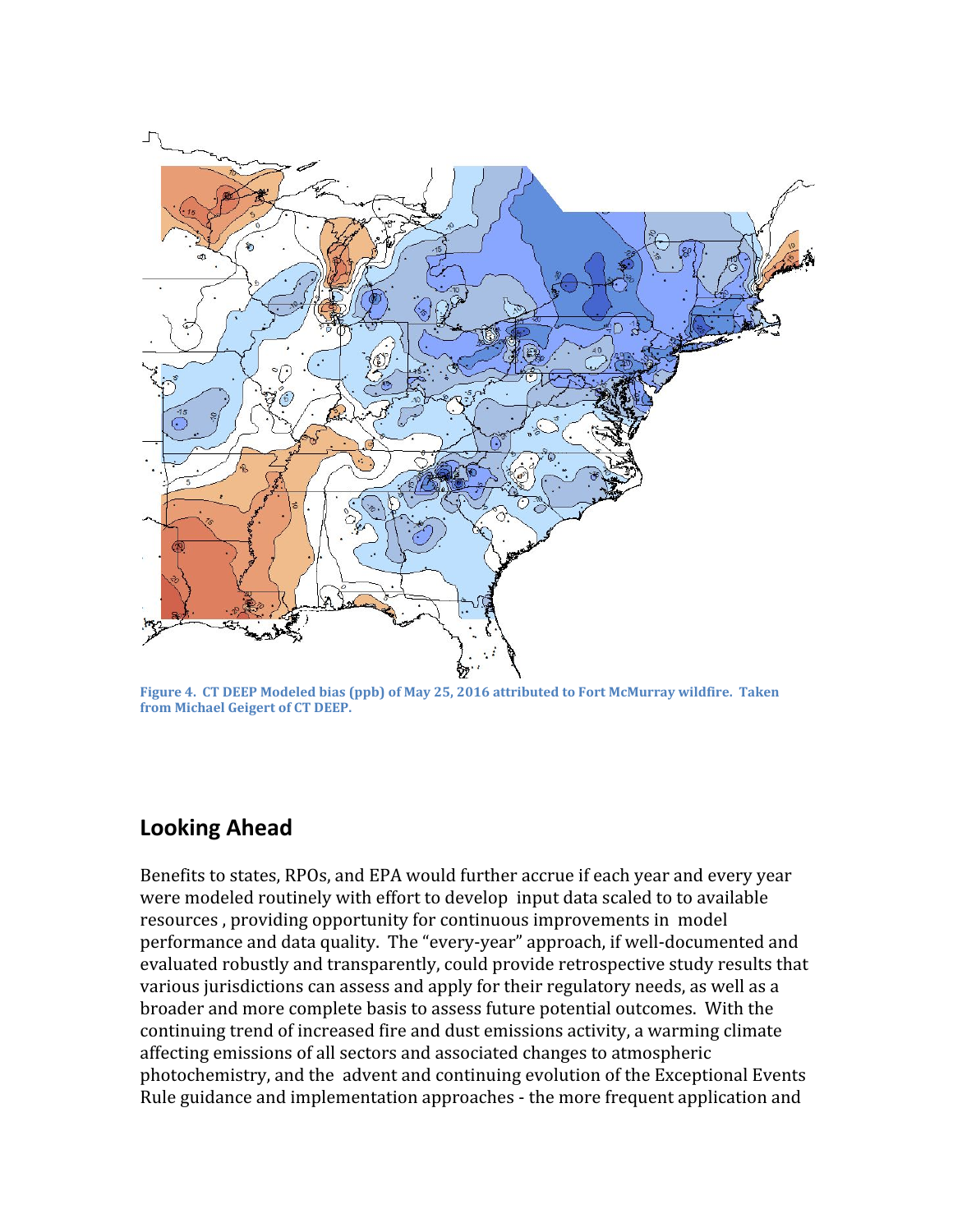Figure 4. CT DEEP Modeled bias (ppb) of May 25, 2016 attributed to Fort McMurray wildfire. Taken from Michael Geigert of CT DEEP.

## Looking Ahead

Benefits to states, RPOs, and EPA would further accrue if each year and every year were modeled routinely with effort to develop input data scaled to to available resources , providing opportunity for continuous improvements in model performance and data quality. The "every-year" approach, if well-documented and evaluated robustly and transparently, could provide retrospective study results that various jurisdictions can assess and apply for their regulatory needs, as well as a broader and more complete basis to assess future potential outcomes. With the continuing trend of increased fire and dust emissions activity, a warming climate affecting emissions of all sectors and associated changes to atmospheric photochemistry, and the advent and continuing evolution of the Exceptional Events Rule guidance and implementation approaches - the more frequent application and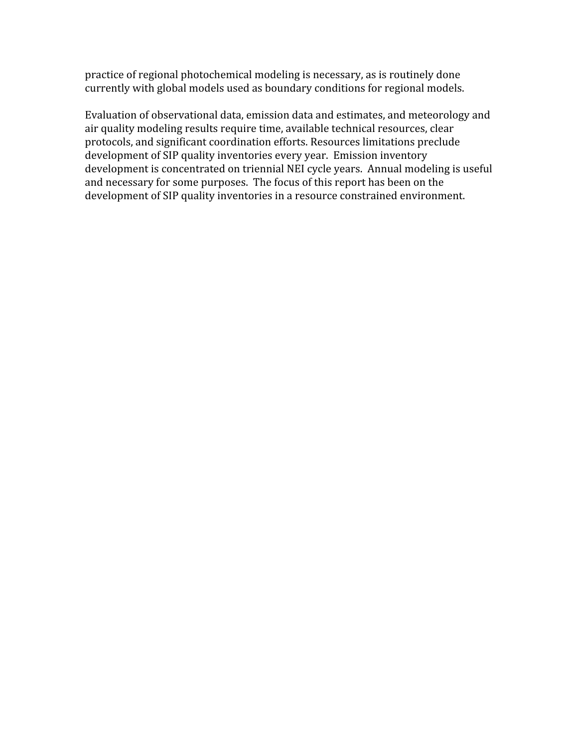practice of regional photochemical modeling is necessary, as is routinely done currently with global models used as boundary conditions for regional models.

Evaluation of observational data, emission data and estimates, and meteorology and air quality modeling results require time, available technical resources, clear protocols, and significant coordination efforts. Resources limitations preclude development of SIP quality inventories every year. Emission inventory development is concentrated on triennial NEI cycle years. Annual modeling is useful and necessary for some purposes. The focus of this report has been on the development of SIP quality inventories in a resource constrained environment.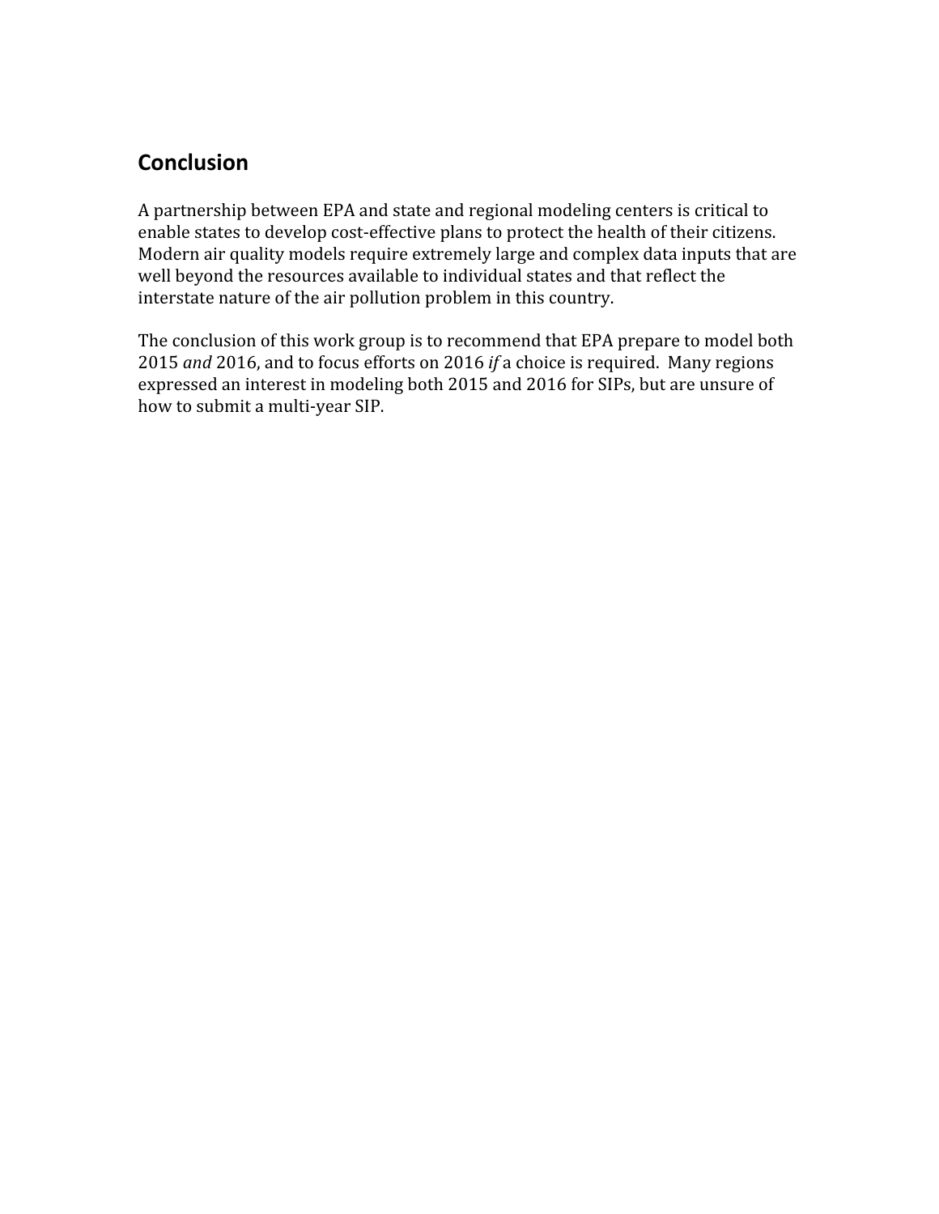## Conclusion

A partnership between EPA and state and regional modeling centers is critical to enable states to develop cost-effective plans to protect the health of their citizens. Modern air quality models require extremely large and complex data inputs that are well beyond the resources available to individual states and that reflect the interstate nature of the air pollution problem in this country.

The conclusion of this work group is to recommend that EPA prepare to model both 2015 *and* 2016, and to focus efforts on 2016 *if* a choice is required. Many regions expressed an interest in modeling both 2015 and 2016 for SIPs, but are unsure of how to submit a multi-year SIP.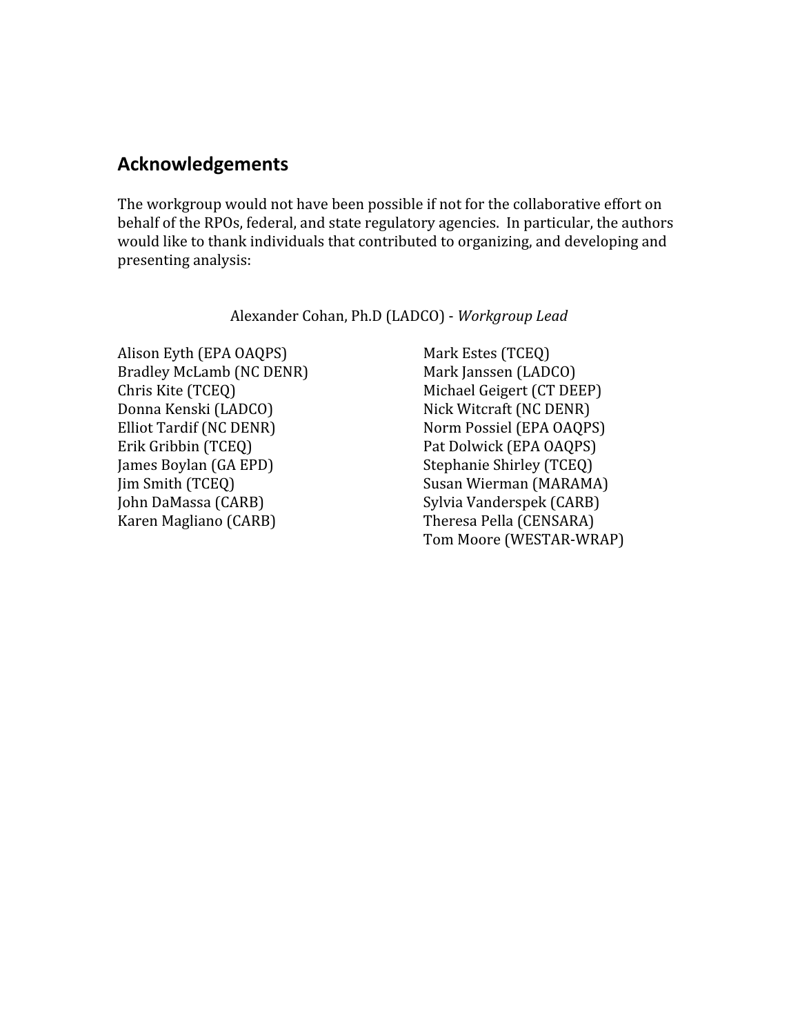## Acknowledgements

The workgroup would not have been possible if not for the collaborative effort on behalf of the RPOs, federal, and state regulatory agencies. In particular, the authors would like to thank individuals that contributed to organizing, and developing and presenting analysis:

Alexander Cohan, Ph.D (LADCO) - *Workgroup Lead*

Alison Eyth (EPA OAQPS)
Bradley McLamb (NC DENR)
Chris Kite (TCEQ)
Donna Kenski (LADCO)
Elliot Tardif (NC DENR)
Erik Gribbin (TCEQ)
James Boylan (GA EPD)
Jim Smith (TCEQ)
John DaMassa (CARB)
Karen Magliano (CARB)
Mark Estes (TCEQ)
Mark Janssen (LADCO)
Michael Geigert (CT DEEP)
Nick Witcraft (NC DENR)
Norm Possiel (EPA OAQPS)
Pat Dolwick (EPA OAQPS)
Stephanie Shirley (TCEQ)
Susan Wierman (MARAMA)
Sylvia Vanderspek (CARB)
Theresa Pella (CENSARA)
Tom Moore (WESTAR-WRAP)